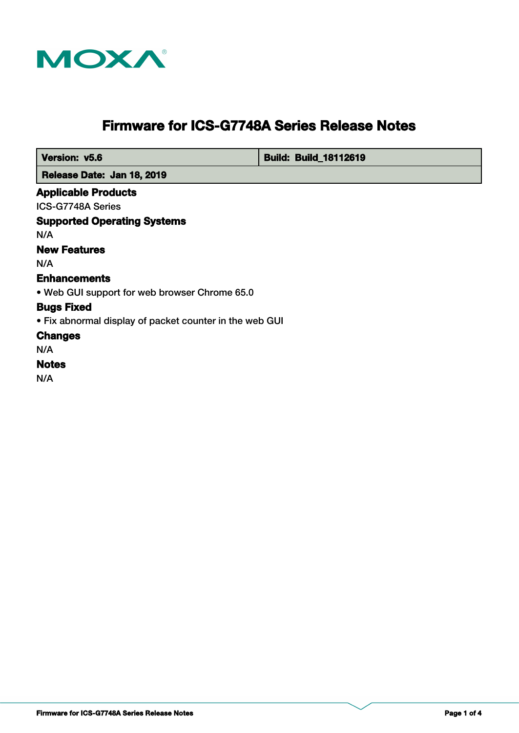# Firmware for ICS-G7748A Series Release Notes

| Version: v5.6 | Build: Build_18112619 |
|---|---|
| Release Date: Jan 18, 2019 | |

## Applicable Products

ICS-G7748A Series

## Supported Operating Systems

N/A

## New Features

N/A

## Enhancements

- Web GUI support for web browser Chrome 65.0

## Bugs Fixed

- Fix abnormal display of packet counter in the web GUI

## Changes

N/A

## Notes

N/A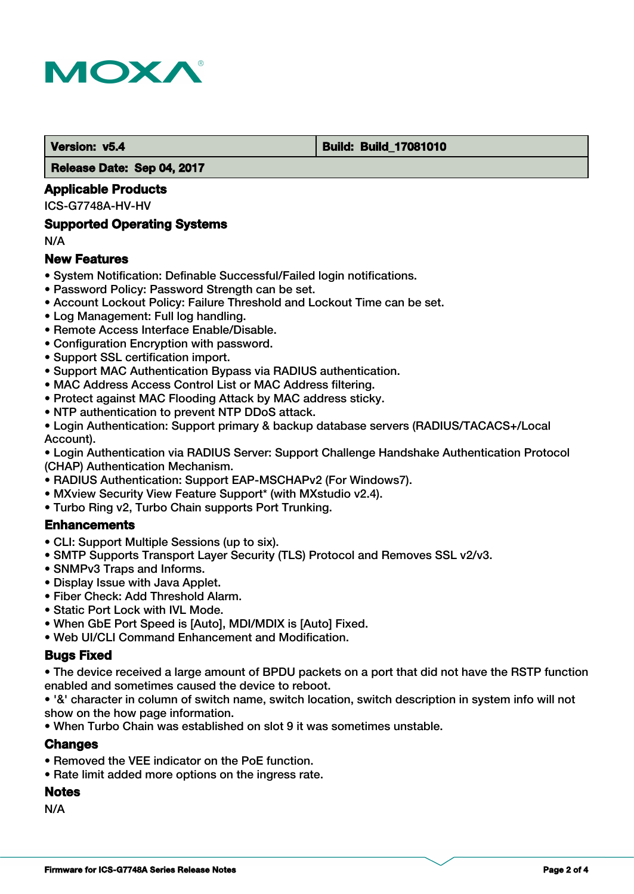| Version: v5.4 | Build: Build_17081010 |
| --- | --- |
| Release Date: Sep 04, 2017 | |

## Applicable Products

ICS-G7748A-HV-HV

## Supported Operating Systems

N/A

## New Features

- System Notification: Definable Successful/Failed login notifications.
- Password Policy: Password Strength can be set.
- Account Lockout Policy: Failure Threshold and Lockout Time can be set.
- Log Management: Full log handling.
- Remote Access Interface Enable/Disable.
- Configuration Encryption with password.
- Support SSL certification import.
- Support MAC Authentication Bypass via RADIUS authentication.
- MAC Address Access Control List or MAC Address filtering.
- Protect against MAC Flooding Attack by MAC address sticky.
- NTP authentication to prevent NTP DDoS attack.
- Login Authentication: Support primary & backup database servers (RADIUS/TACACS+/Local Account).
- Login Authentication via RADIUS Server: Support Challenge Handshake Authentication Protocol (CHAP) Authentication Mechanism.
- RADIUS Authentication: Support EAP-MSCHAPv2 (For Windows7).
- MXview Security View Feature Support* (with MXstudio v2.4).
- Turbo Ring v2, Turbo Chain supports Port Trunking.

## Enhancements

- CLI: Support Multiple Sessions (up to six).
- SMTP Supports Transport Layer Security (TLS) Protocol and Removes SSL v2/v3.
- SNMPv3 Traps and Informs.
- Display Issue with Java Applet.
- Fiber Check: Add Threshold Alarm.
- Static Port Lock with IVL Mode.
- When GbE Port Speed is [Auto], MDI/MDIX is [Auto] Fixed.
- Web UI/CLI Command Enhancement and Modification.

## Bugs Fixed

- The device received a large amount of BPDU packets on a port that did not have the RSTP function enabled and sometimes caused the device to reboot.
- '&' character in column of switch name, switch location, switch description in system info will not show on the how page information.
- When Turbo Chain was established on slot 9 it was sometimes unstable.

## Changes

- Removed the VEE indicator on the PoE function.
- Rate limit added more options on the ingress rate.

## Notes

N/A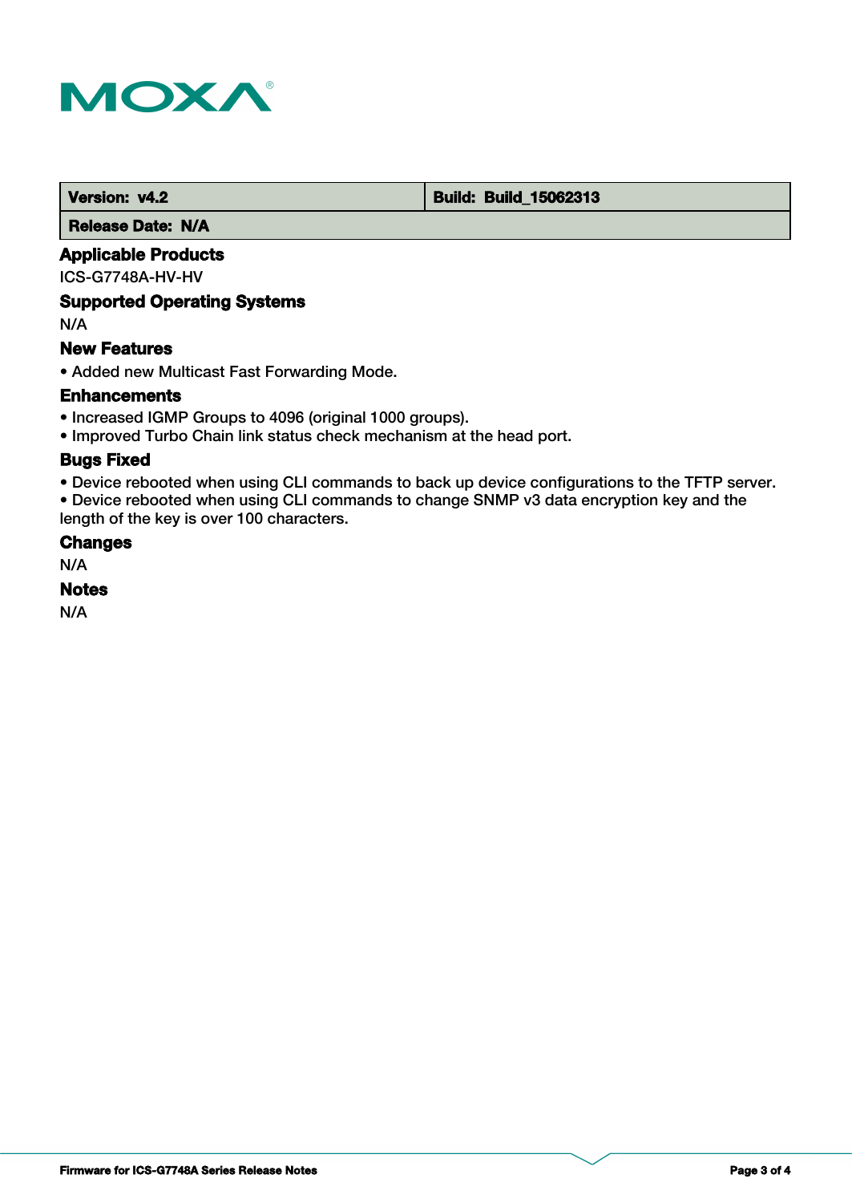| Version: v4.2 | Build: Build_15062313 |
| --- | --- |
| Release Date: N/A | |

### Applicable Products

ICS-G7748A-HV-HV

### Supported Operating Systems

N/A

### New Features

- Added new Multicast Fast Forwarding Mode.

### Enhancements

- Increased IGMP Groups to 4096 (original 1000 groups).
- Improved Turbo Chain link status check mechanism at the head port.

### Bugs Fixed

- Device rebooted when using CLI commands to back up device configurations to the TFTP server.
- Device rebooted when using CLI commands to change SNMP v3 data encryption key and the length of the key is over 100 characters.

### Changes

N/A

### Notes

N/A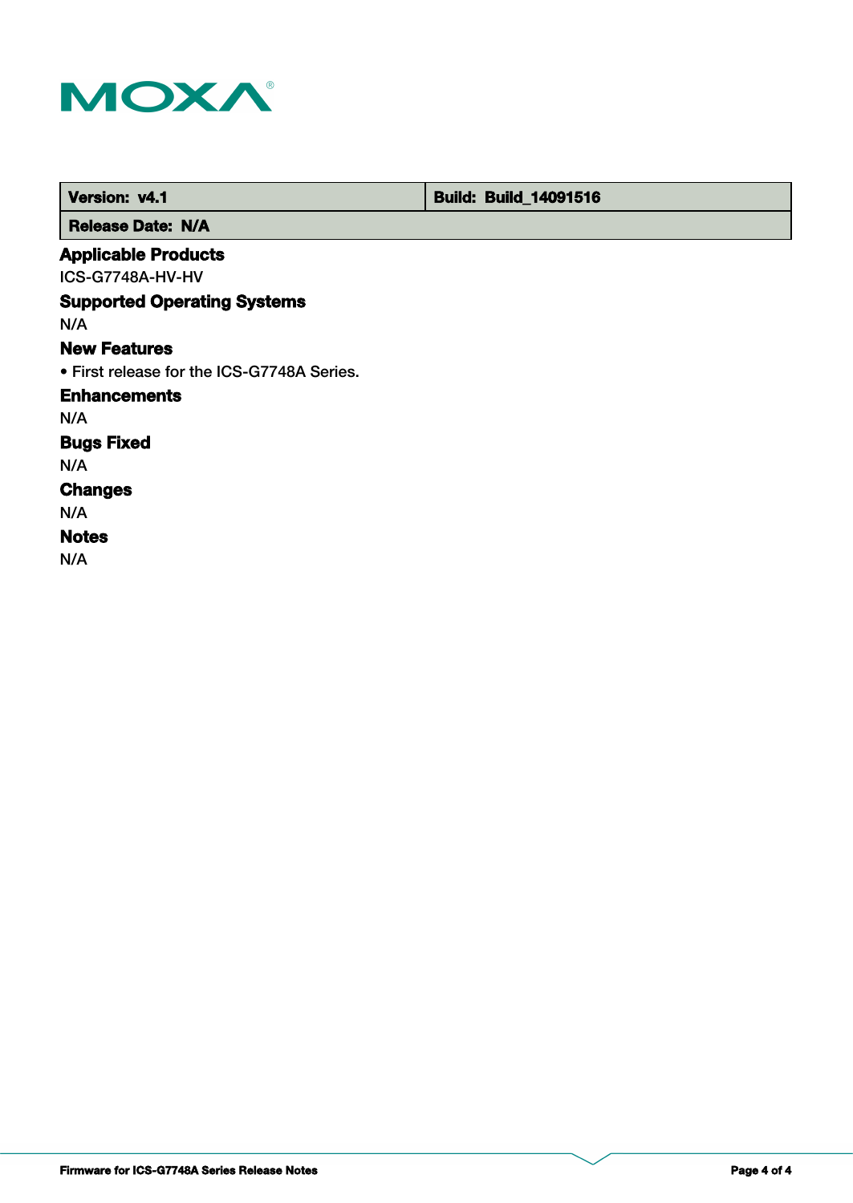| Version: v4.1 | Build: Build_14091516 |
| --- | --- |
| Release Date: N/A | |

### Applicable Products

ICS-G7748A-HV-HV

### Supported Operating Systems

N/A

### New Features

• First release for the ICS-G7748A Series.

### Enhancements

N/A

### Bugs Fixed

N/A

### Changes

N/A

### Notes

N/A